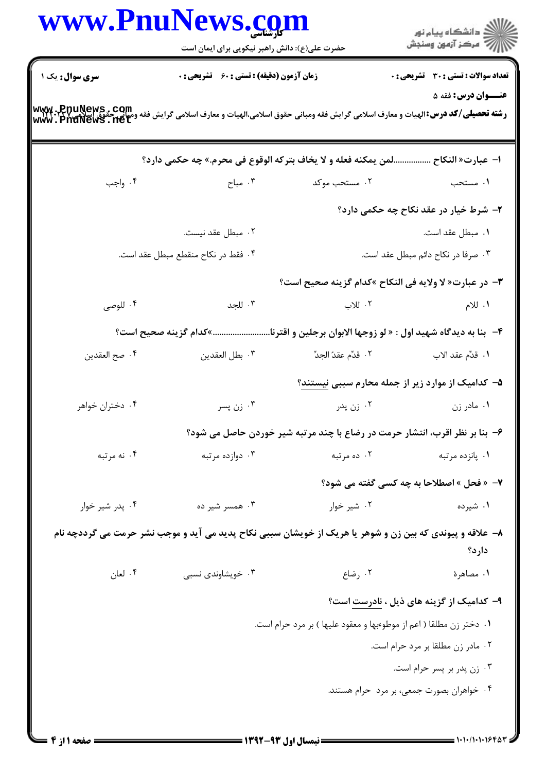**سری سوال:** یک ۱

**زمان آزمون (دقیقه) : تستی : ۶۰ تشریحی : ۰**

**تعداد سوالات : تستی : ۳۰ تشریحی : ۰**

**عنـــوان درس:** فقه ۵

**رشته تحصیلی/کد درس:** الهیات و معارف اسلامی گرایش فقه ومبانی حقوق اسلامی،الهیات و معارف اسلامی گرایش فقه ومبانی حقوق اسلامی ۱۲۲۰۱۴۷

**۱- عبارت« النکاح ..................لمن یمکنه فعله و لا یخاف بترکه الوقوع فی محرم.» چه حکمی دارد؟**

۱. مستحب
۲. مستحب موکد
۳. مباح
۴. واجب

**۲- شرط خیار در عقد نکاح چه حکمی دارد؟**

۱. مبطل عقد است.
۲. مبطل عقد نیست.
۳. صرفا در نکاح دائم مبطل عقد است.
۴. فقط در نکاح منقطع مبطل عقد است.

**۳- در عبارت« لا ولایه فی النکاح »کدام گزینه صحیح است؟**

۱. للام
۲. للاب
۳. للجد
۴. للوصی

**۴- بنا به دیدگاه شهید اول : « لو زوجها الابوان برجلین و اقترنا..........................»کدام گزینه صحیح است؟**

۱. قدّم عقد الاب
۲. قدّم عقدُ الجدِّ
۳. بطل العقدین
۴. صح العقدین

**۵- کدامیک از موارد زیر از جمله محارم سببی نیستند؟**

۱. مادر زن
۲. زن پدر
۳. زن پسر
۴. دختران خواهر

**۶- بنا بر نظر اقرب، انتشار حرمت در رضاع با چند مرتبه شیر خوردن حاصل می شود؟**

۱. پانزده مرتبه
۲. ده مرتبه
۳. دوازده مرتبه
۴. نه مرتبه

**۷- « فحل » اصطلاحا به چه کسی گفته می شود؟**

۱. شیرده
۲. شیر خوار
۳. همسر شیر ده
۴. پدر شیر خوار

**۸- علاقه و پیوندی که بین زن و شوهر یا هریک از خویشان سببی نکاح پدید می آید و موجب نشر حرمت می گرددچه نام دارد؟**

۱. مصاهرة
۲. رضاع
۳. خویشاوندی نسبی
۴. لعان

**۹- کدامیک از گزینه های ذیل ، نادرست است؟**

۱. دختر زن مطلقا ( اعم از موطوءبها و معقود علیها ) بر مرد حرام است.
۲. مادر زن مطلقا بر مرد حرام است.
۳. زن پدر بر پسر حرام است.
۴. خواهران بصورت جمعی، بر مرد حرام هستند.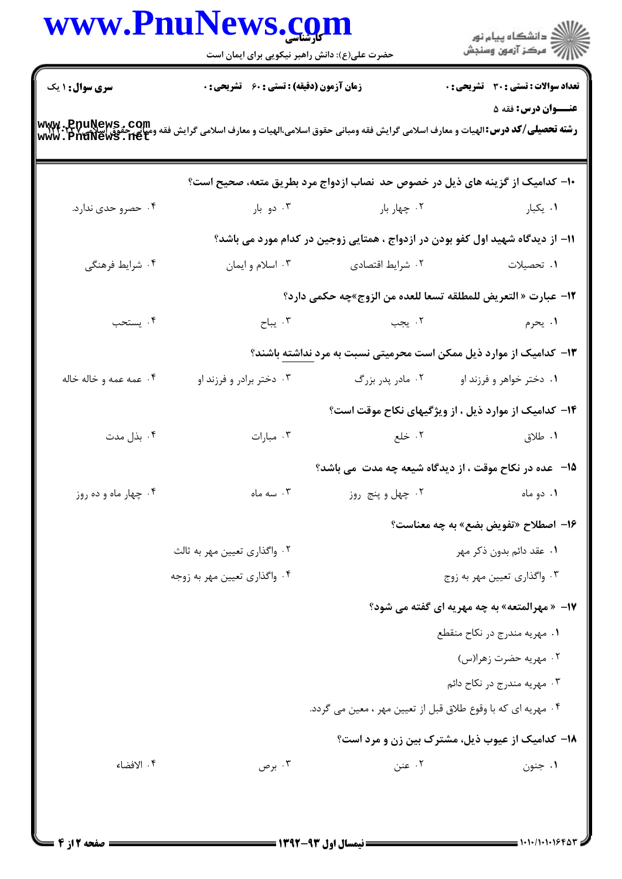**سری سوال:** ۱ یک

**زمان آزمون (دقیقه) : تستی :** ۶۰ **تشریحی :** ۰

**تعداد سوالات : تستی :** ۳۰ **تشریحی :** ۰

**عنـــوان درس:** فقه ۵

**رشته تحصیلی/کد درس:** الهیات و معارف اسلامی گرایش فقه ومبانی حقوق اسلامی،الهیات و معارف اسلامی گرایش فقه ومبانی حقوق اسلامی ۱۲۲۰۱۳۷

**۱۰-** کدامیک از گزینه های ذیل در خصوص حد نصاب ازدواج مرد بطریق متعه، صحیح است؟

۱. یکبار
۲. چهار بار
۳. دو بار
۴. حصرو حدی ندارد.

**۱۱-** از دیدگاه شهید اول کفو بودن در ازدواج ، همتایی زوجین در کدام مورد می باشد؟

۱. تحصیلات
۲. شرایط اقتصادی
۳. اسلام و ایمان
۴. شرایط فرهنگی

**۱۲-** عبارت « التعریض للمطلقه تسعا للعده من الزوج»چه حکمی دارد؟

۱. یحرم
۲. یجب
۳. یباح
۴. یستحب

**۱۳-** کدامیک از موارد ذیل ممکن است محرمیتی نسبت به مرد نداشته باشند؟

۱. دختر خواهر و فرزند او
۲. مادر پدر بزرگ
۳. دختر برادر و فرزند او
۴. عمه عمه و خاله خاله

**۱۴-** کدامیک از موارد ذیل ، از ویژگیهای نکاح موقت است؟

۱. طلاق
۲. خلع
۳. مبارات
۴. بذل مدت

**۱۵-** عده در نکاح موقت ، از دیدگاه شیعه چه مدت می باشد؟

۱. دو ماه
۲. چهل و پنج روز
۳. سه ماه
۴. چهار ماه و ده روز

**۱۶-** اصطلاح «تفویض بضع» به چه معناست؟

۱. عقد دائم بدون ذکر مهر
۲. واگذاری تعیین مهر به ثالث
۳. واگذاری تعیین مهر به زوج
۴. واگذاری تعیین مهر به زوجه

**۱۷-** « مهرالمتعه» به چه مهریه ای گفته می شود؟

۱. مهریه مندرج در نکاح منقطع
۲. مهریه حضرت زهرا(س)
۳. مهریه مندرج در نکاح دائم
۴. مهریه ای که با وقوع طلاق قبل از تعیین مهر ، معین می گردد.

**۱۸-** کدامیک از عیوب ذیل، مشترک بین زن و مرد است؟

۱. جنون
۲. عنن
۳. برص
۴. الافضاء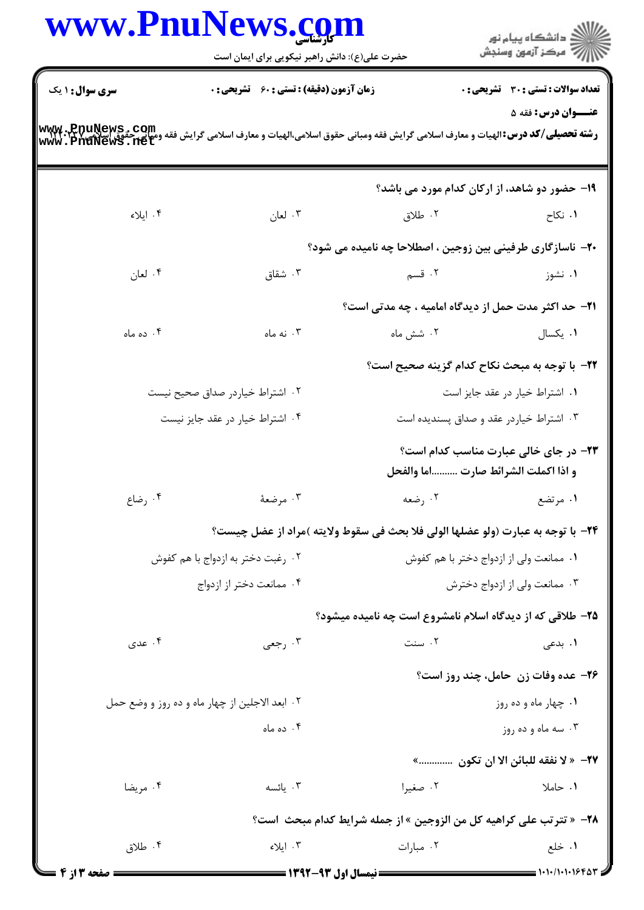**سری سوال:** ۱ یک

**زمان آزمون (دقیقه) : تستی : ۶۰ تشریحی : ۰**

**تعداد سوالات : تستی : ۳۰ تشریحی : ۰**

**عنـــوان درس:** فقه ۵

**رشته تحصیلی/کد درس:** الهیات و معارف اسلامی گرایش فقه ومبانی حقوق اسلامی،الهیات و معارف اسلامی گرایش فقه ومبانی حقوق اسلامی ۱۲۲۰۱۳۷

---

**۱۹- حضور دو شاهد، از ارکان کدام مورد می باشد؟**

۱. نکاح
۲. طلاق
۳. لعان
۴. ایلاء

**۲۰- ناسازگاری طرفینی بین زوجین ، اصطلاحا چه نامیده می شود؟**

۱. نشوز
۲. قسم
۳. شقاق
۴. لعان

**۲۱- حد اکثر مدت حمل از دیدگاه امامیه ، چه مدتی است؟**

۱. یکسال
۲. شش ماه
۳. نه ماه
۴. ده ماه

**۲۲- با توجه به مبحث نکاح کدام گزینه صحیح است؟**

۱. اشتراط خیار در عقد جایز است
۲. اشتراط خیاردر صداق صحیح نیست
۳. اشتراط خیاردر عقد و صداق پسندیده است
۴. اشتراط خیار در عقد جایز نیست

**۲۳- در جای خالی عبارت مناسب کدام است؟**
**و اذا اکملت الشرائط صارت ..........اما والفحل**

۱. مرتضع
۲. رضعه
۳. مرضعهٔ
۴. رضاع

**۲۴- با توجه به عبارت (ولو عضلها الولی فلا بحث فی سقوط ولایته )مراد از عضل چیست؟**

۱. ممانعت ولی از ازدواج دختر با هم کفوش
۲. رغبت دختر به ازدواج با هم کفوش
۳. ممانعت ولی از ازدواج دخترش
۴. ممانعت دختر از ازدواج

**۲۵- طلاقی که از دیدگاه اسلام نامشروع است چه نامیده میشود؟**

۱. بدعی
۲. سنت
۳. رجعی
۴. عدی

**۲۶- عده وفات زن حامل، چند روز است؟**

۱. چهار ماه و ده روز
۲. ابعد الاجلین از چهار ماه و ده روز و وضع حمل
۳. سه ماه و ده روز
۴. ده ماه

**۲۷- « لا نفقه للبائن الا ان تکون ............»**

۱. حاملا
۲. صغیرا
۳. یائسه
۴. مریضا

**۲۸- « تترتب علی کراهیه کل من الزوجین » از جمله شرایط کدام مبحث است؟**

۱. خلع
۲. مبارات
۳. ایلاء
۴. طلاق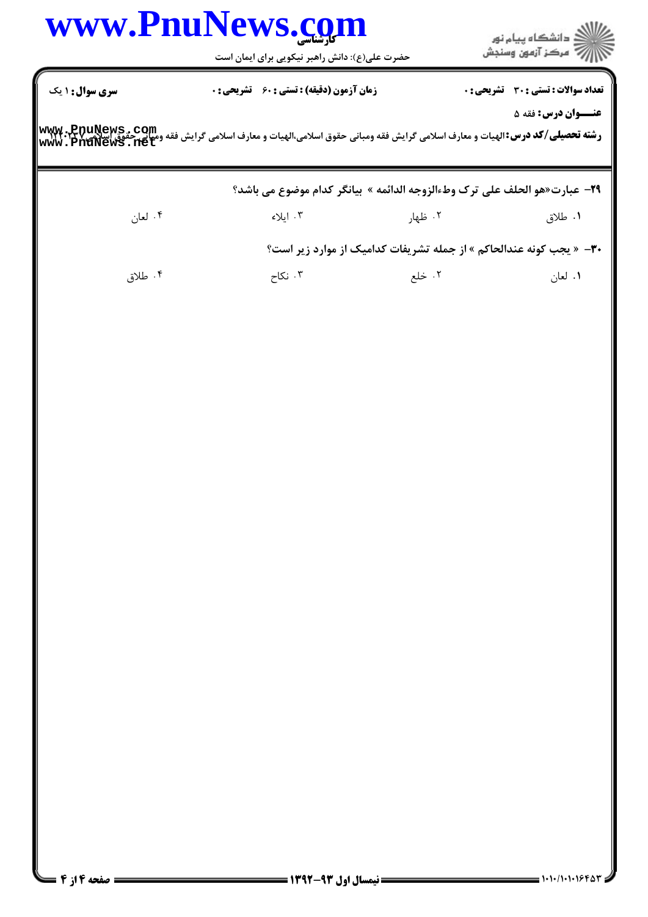**سری سوال:** ۱ یک | **زمان آزمون (دقیقه) : تستی :** ۶۰ **تشریحی :** ۰ | **تعداد سوالات : تستی :** ۳۰ **تشریحی :** ۰

**عنـــوان درس:** فقه ۵

**رشته تحصیلی/کد درس:** الهیات و معارف اسلامی گرایش فقه ومبانی حقوق اسلامی،الهیات و معارف اسلامی گرایش فقه ومبانی حقوق اسلامی ۱۲۲۰۱۳۷

**۲۹- عبارت«هو الحلف علی ترک وطءالزوجه الدائمه » بیانگر کدام موضوع می باشد؟**

۱. طلاق

۲. ظهار

۳. ایلاء

۴. لعان

**۳۰- « یجب کونه عندالحاکم » از جمله تشریفات کدامیک از موارد زیر است؟**

۱. لعان

۲. خلع

۳. نکاح

۴. طلاق